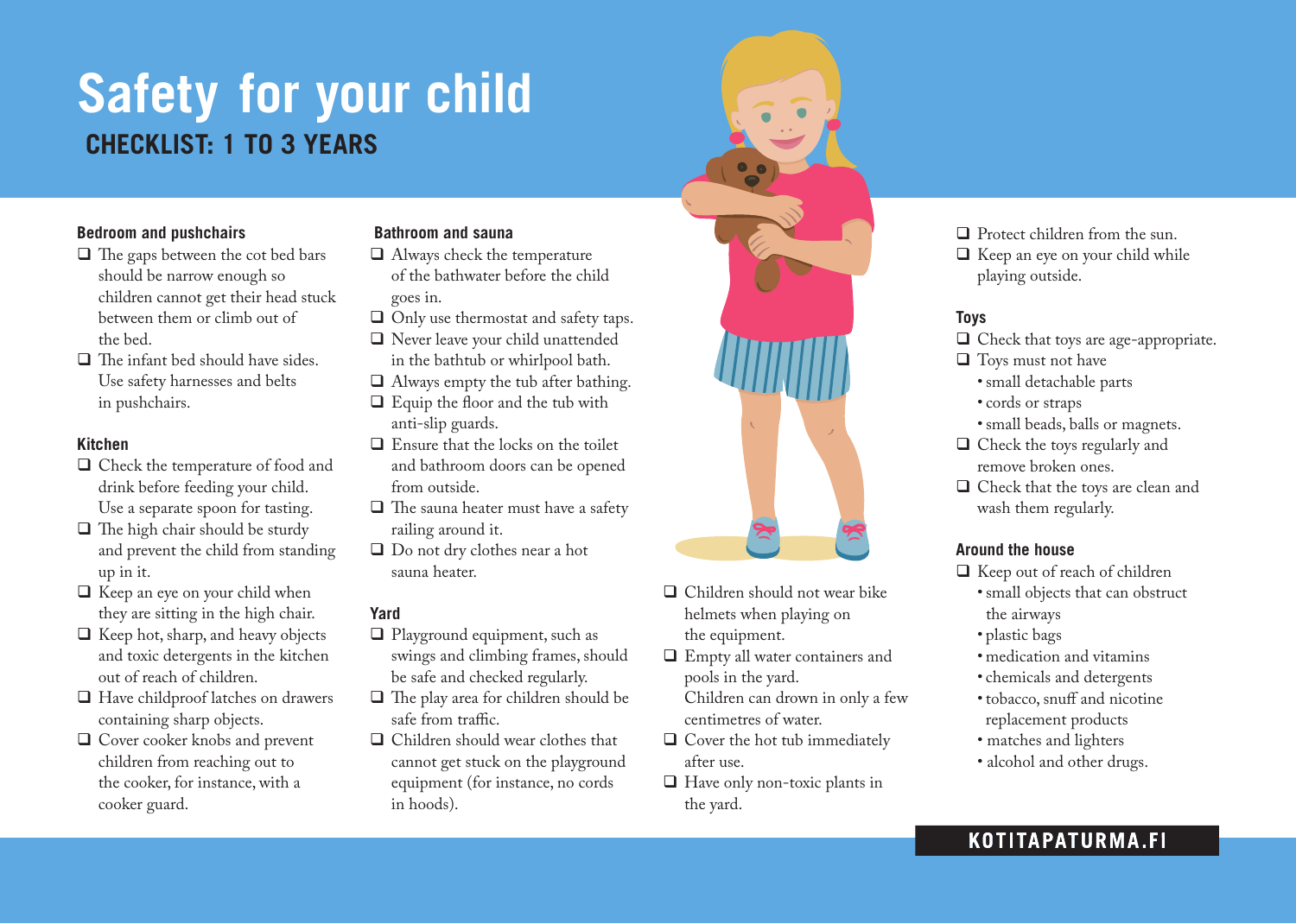# Safety for your child

## CHECKLIST: 1 TO 3 YEARS

### Bedroom and pushchairs

- ❑ The gaps between the cot bed bars should be narrow enough so children cannot get their head stuck between them or climb out of the bed.
- ❑ The infant bed should have sides. Use safety harnesses and belts in pushchairs.

### Kitchen

- ❑ Check the temperature of food and drink before feeding your child. Use a separate spoon for tasting.
- ❑ The high chair should be sturdy and prevent the child from standing up in it.
- ❑ Keep an eye on your child when they are sitting in the high chair.
- ❑ Keep hot, sharp, and heavy objects and toxic detergents in the kitchen out of reach of children.
- ❑ Have childproof latches on drawers containing sharp objects.
- ❑ Cover cooker knobs and prevent children from reaching out to the cooker, for instance, with a cooker guard.

### Bathroom and sauna

- ❑ Always check the temperature of the bathwater before the child goes in.
- ❑ Only use thermostat and safety taps.
- ❑ Never leave your child unattended in the bathtub or whirlpool bath.
- ❑ Always empty the tub after bathing.
- ❑ Equip the floor and the tub with anti-slip guards.
- ❑ Ensure that the locks on the toilet and bathroom doors can be opened from outside.
- ❑ The sauna heater must have a safety railing around it.
- ❑ Do not dry clothes near a hot sauna heater.

### Yard

- ❑ Playground equipment, such as swings and climbing frames, should be safe and checked regularly.
- ❑ The play area for children should be safe from traffic.
- ❑ Children should wear clothes that cannot get stuck on the playground equipment (for instance, no cords in hoods).
- ❑ Children should not wear bike helmets when playing on the equipment.
- ❑ Empty all water containers and pools in the yard. Children can drown in only a few centimetres of water.
- ❑ Cover the hot tub immediately after use.
- ❑ Have only non-toxic plants in the yard.
- ❑ Protect children from the sun.
- ❑ Keep an eye on your child while playing outside.

### Toys

- ❑ Check that toys are age-appropriate.
- ❑ Toys must not have
  - small detachable parts
  - cords or straps
  - small beads, balls or magnets.
- ❑ Check the toys regularly and remove broken ones.
- ❑ Check that the toys are clean and wash them regularly.

### Around the house

- ❑ Keep out of reach of children
  - small objects that can obstruct the airways
  - plastic bags
  - medication and vitamins
  - chemicals and detergents
  - tobacco, snuff and nicotine replacement products
  - matches and lighters
  - alcohol and other drugs.

**KOTITAPATURMA.FI**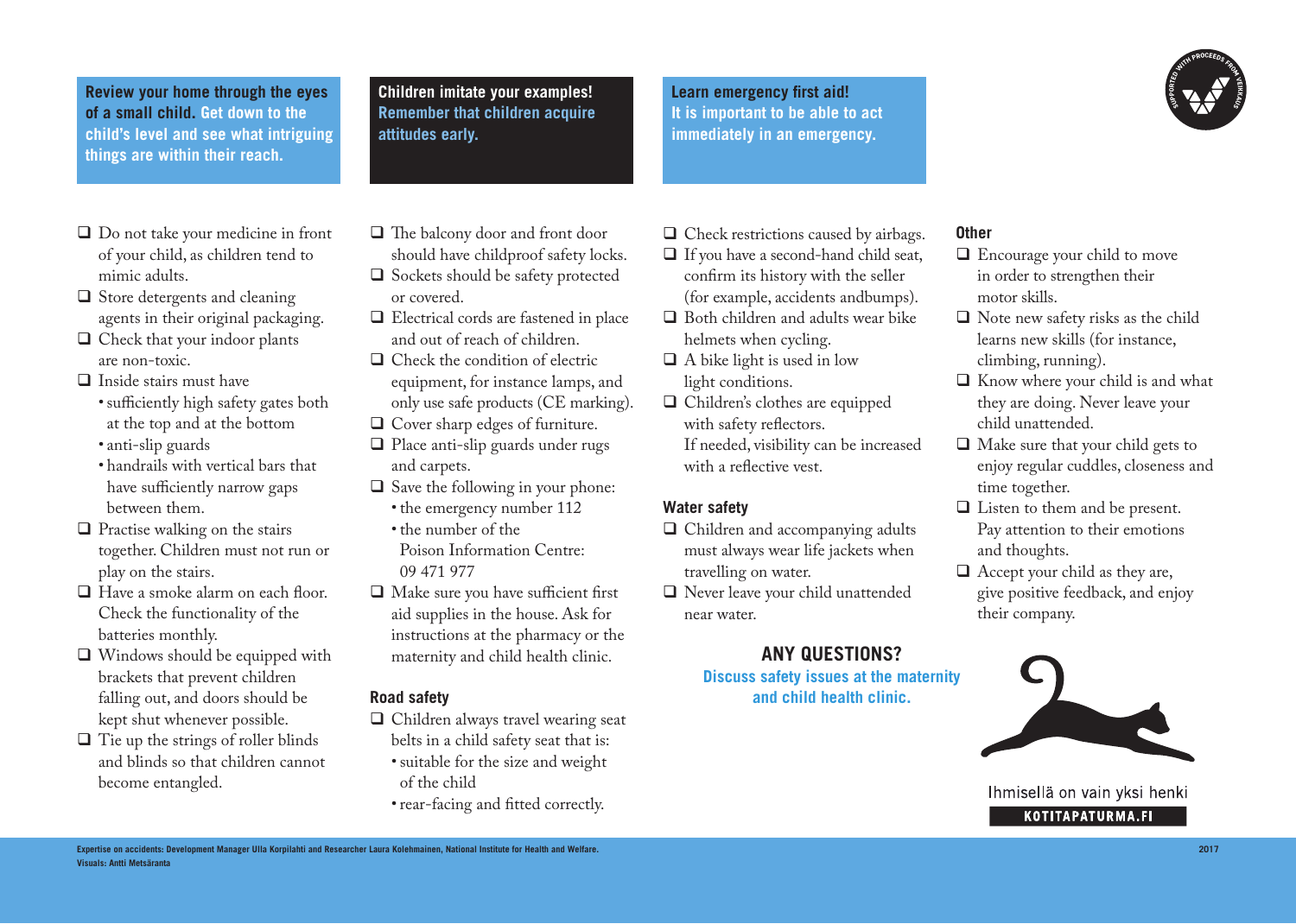**Review your home through the eyes of a small child.** Get down to the child's level and see what intriguing things are within their reach.

- ❑ Do not take your medicine in front of your child, as children tend to mimic adults.
- ❑ Store detergents and cleaning agents in their original packaging.
- ❑ Check that your indoor plants are non-toxic.
- ❑ Inside stairs must have
  - sufficiently high safety gates both at the top and at the bottom
  - anti-slip guards
  - handrails with vertical bars that have sufficiently narrow gaps between them.
- ❑ Practise walking on the stairs together. Children must not run or play on the stairs.
- ❑ Have a smoke alarm on each floor. Check the functionality of the batteries monthly.
- ❑ Windows should be equipped with brackets that prevent children falling out, and doors should be kept shut whenever possible.
- ❑ Tie up the strings of roller blinds and blinds so that children cannot become entangled.

**Children imitate your examples!** Remember that children acquire attitudes early.

- ❑ The balcony door and front door should have childproof safety locks.
- ❑ Sockets should be safety protected or covered.
- ❑ Electrical cords are fastened in place and out of reach of children.
- ❑ Check the condition of electric equipment, for instance lamps, and only use safe products (CE marking).
- ❑ Cover sharp edges of furniture.
- ❑ Place anti-slip guards under rugs and carpets.
- ❑ Save the following in your phone:
  - the emergency number 112
  - the number of the Poison Information Centre: 09 471 977
- ❑ Make sure you have sufficient first aid supplies in the house. Ask for instructions at the pharmacy or the maternity and child health clinic.

### Road safety

- ❑ Children always travel wearing seat belts in a child safety seat that is:
  - suitable for the size and weight of the child
  - rear-facing and fitted correctly.

**Learn emergency first aid!** It is important to be able to act immediately in an emergency.

- ❑ Check restrictions caused by airbags.
- ❑ If you have a second-hand child seat, confirm its history with the seller (for example, accidents andbumps).
- ❑ Both children and adults wear bike helmets when cycling.
- ❑ A bike light is used in low light conditions.
- ❑ Children's clothes are equipped with safety reflectors. If needed, visibility can be increased with a reflective vest.

### Water safety

- ❑ Children and accompanying adults must always wear life jackets when travelling on water.
- ❑ Never leave your child unattended near water.

### Other

- ❑ Encourage your child to move in order to strengthen their motor skills.
- ❑ Note new safety risks as the child learns new skills (for instance, climbing, running).
- ❑ Know where your child is and what they are doing. Never leave your child unattended.
- ❑ Make sure that your child gets to enjoy regular cuddles, closeness and time together.
- ❑ Listen to them and be present. Pay attention to their emotions and thoughts.
- ❑ Accept your child as they are, give positive feedback, and enjoy their company.

## ANY QUESTIONS?

**Discuss safety issues at the maternity and child health clinic.**

Ihmisellä on vain yksi henki

KOTITAPATURMA.FI

Expertise on accidents: Development Manager Ulla Korpilahti and Researcher Laura Kolehmainen, National Institute for Health and Welfare.
Visuals: Antti Metsäranta

2017